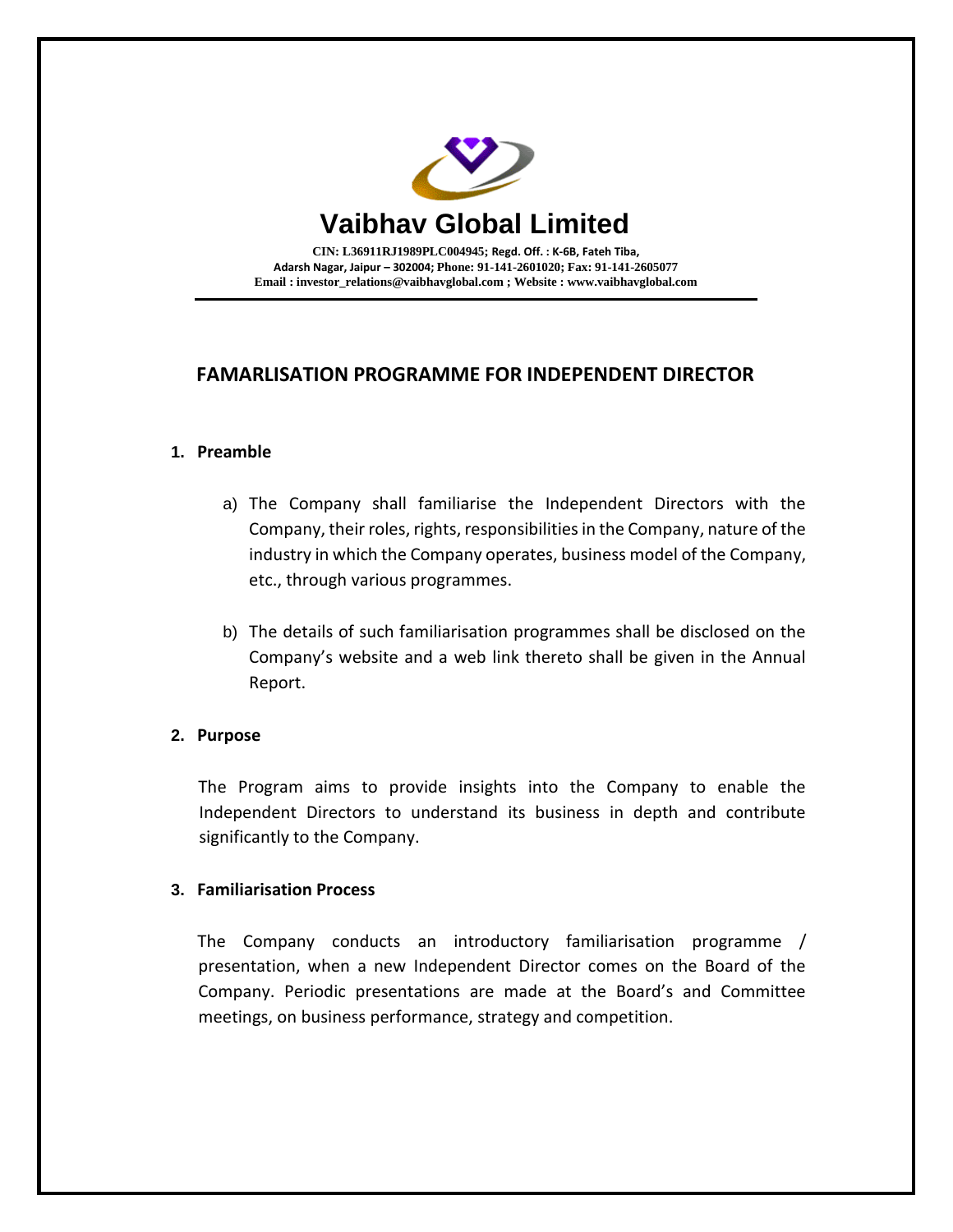# Vaibhav Global Limited

**CIN: L36911RJ1989PLC004945; Regd. Off. : K-6B, Fateh Tiba, Adarsh Nagar, Jaipur – 302004; Phone: 91-141-2601020; Fax: 91-141-2605077**
**Email : investor_relations@vaibhavglobal.com ; Website : www.vaibhavglobal.com**

## FAMARLISATION PROGRAMME FOR INDEPENDENT DIRECTOR

### 1. Preamble

a) The Company shall familiarise the Independent Directors with the Company, their roles, rights, responsibilities in the Company, nature of the industry in which the Company operates, business model of the Company, etc., through various programmes.

b) The details of such familiarisation programmes shall be disclosed on the Company's website and a web link thereto shall be given in the Annual Report.

### 2. Purpose

The Program aims to provide insights into the Company to enable the Independent Directors to understand its business in depth and contribute significantly to the Company.

### 3. Familiarisation Process

The Company conducts an introductory familiarisation programme / presentation, when a new Independent Director comes on the Board of the Company. Periodic presentations are made at the Board's and Committee meetings, on business performance, strategy and competition.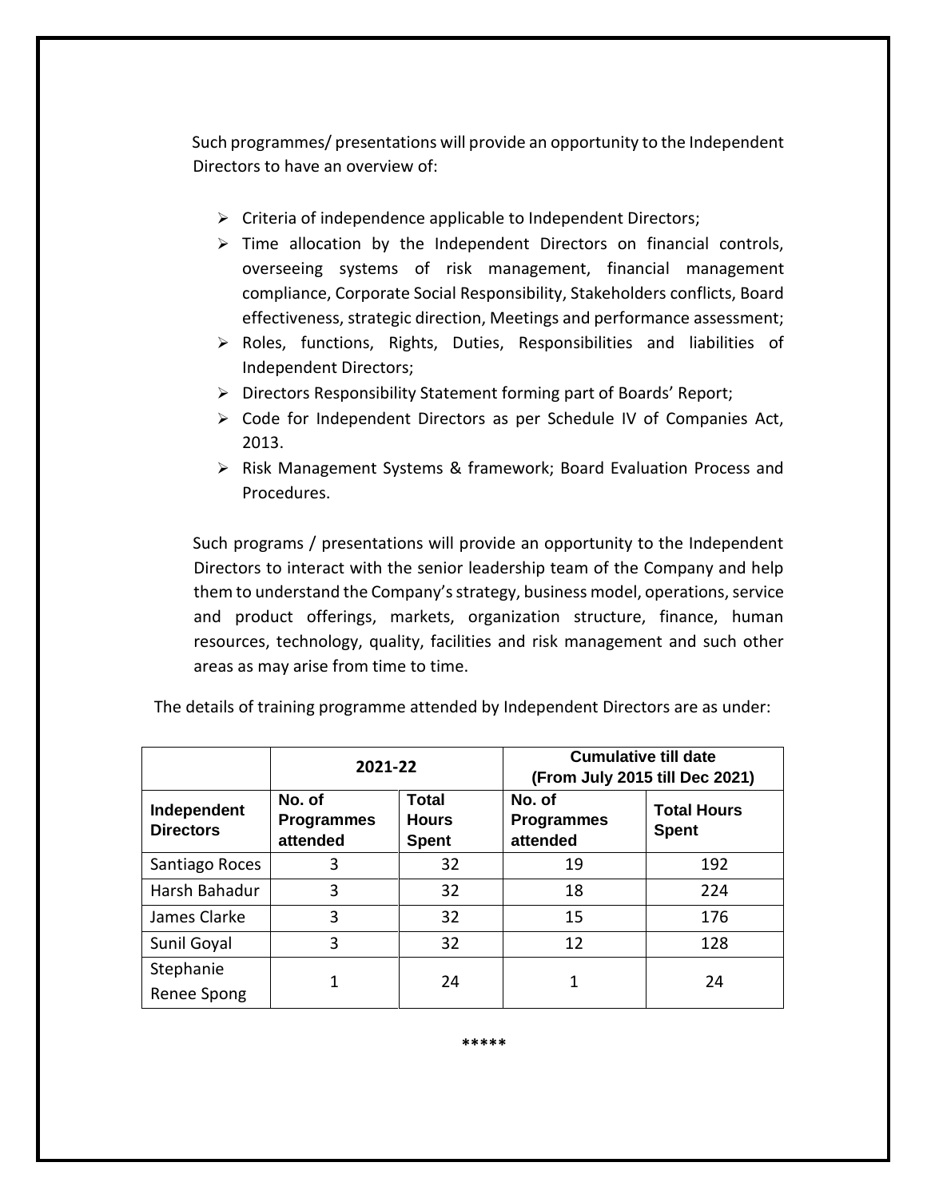Such programmes/ presentations will provide an opportunity to the Independent Directors to have an overview of:

- Criteria of independence applicable to Independent Directors;
- Time allocation by the Independent Directors on financial controls, overseeing systems of risk management, financial management compliance, Corporate Social Responsibility, Stakeholders conflicts, Board effectiveness, strategic direction, Meetings and performance assessment;
- Roles, functions, Rights, Duties, Responsibilities and liabilities of Independent Directors;
- Directors Responsibility Statement forming part of Boards' Report;
- Code for Independent Directors as per Schedule IV of Companies Act, 2013.
- Risk Management Systems & framework; Board Evaluation Process and Procedures.

Such programs / presentations will provide an opportunity to the Independent Directors to interact with the senior leadership team of the Company and help them to understand the Company's strategy, business model, operations, service and product offerings, markets, organization structure, finance, human resources, technology, quality, facilities and risk management and such other areas as may arise from time to time.

The details of training programme attended by Independent Directors are as under:

| | 2021-22 | | Cumulative till date (From July 2015 till Dec 2021) | |
|---|---|---|---|---|
| **Independent Directors** | **No. of Programmes attended** | **Total Hours Spent** | **No. of Programmes attended** | **Total Hours Spent** |
| Santiago Roces | 3 | 32 | 19 | 192 |
| Harsh Bahadur | 3 | 32 | 18 | 224 |
| James Clarke | 3 | 32 | 15 | 176 |
| Sunil Goyal | 3 | 32 | 12 | 128 |
| Stephanie Renee Spong | 1 | 24 | 1 | 24 |

*****